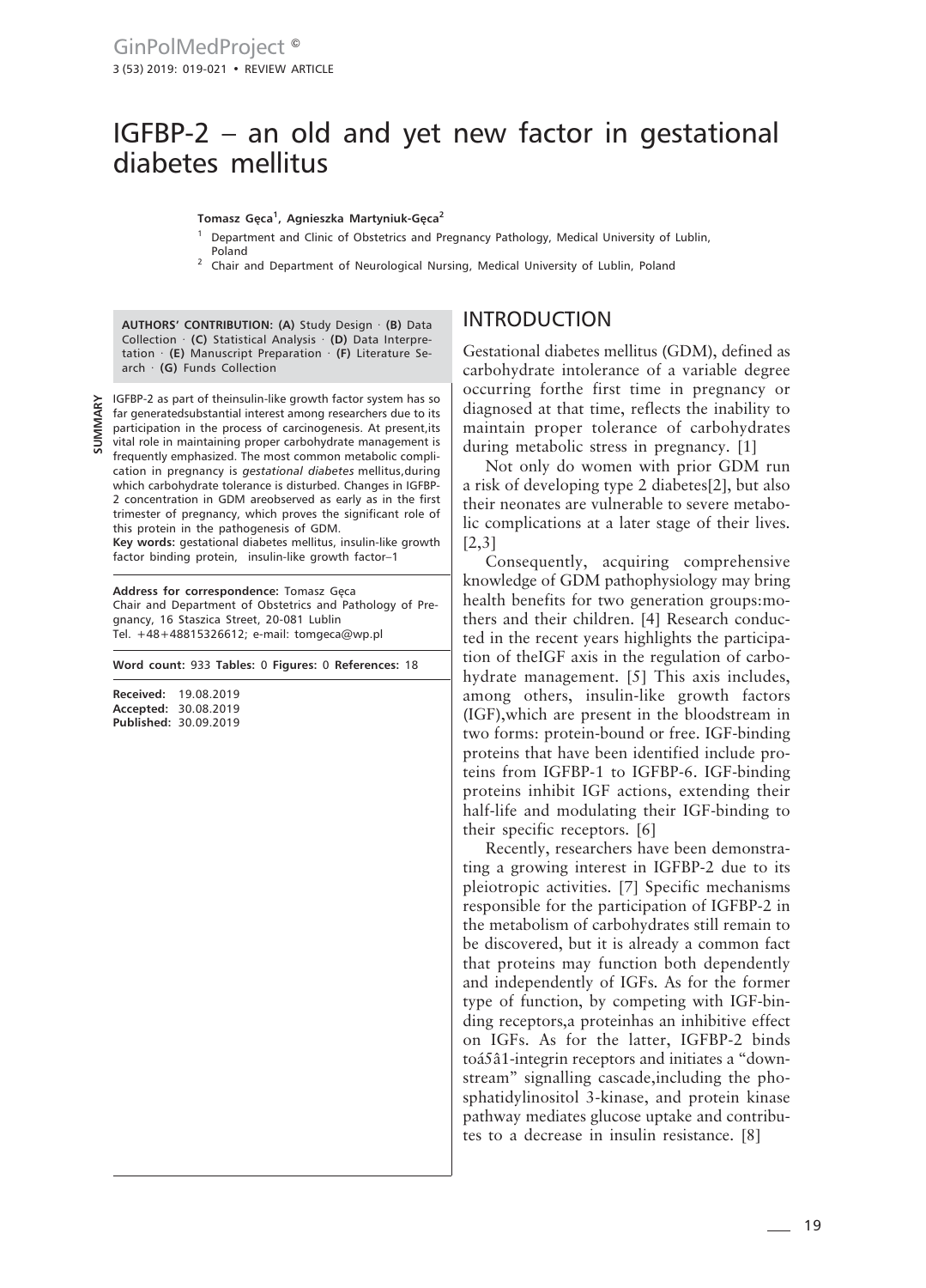# IGFBP-2 – an old and yet new factor in gestational diabetes mellitus

**Tomasz Gęca[1], Agnieszka Martyniuk-Gęca[2]**

[1] Department and Clinic of Obstetrics and Pregnancy Pathology, Medical University of Lublin, Poland

[2] Chair and Department of Neurological Nursing, Medical University of Lublin, Poland

**AUTHORS' CONTRIBUTION: (A)** Study Design · **(B)** Data Collection · **(C)** Statistical Analysis · **(D)** Data Interpretation · **(E)** Manuscript Preparation · **(F)** Literature Search · **(G)** Funds Collection

**SUMMARY**

IGFBP-2 as part of theinsulin-like growth factor system has so far generatedsubstantial interest among researchers due to its participation in the process of carcinogenesis. At present,its vital role in maintaining proper carbohydrate management is frequently emphasized. The most common metabolic complication in pregnancy is *gestational diabetes* mellitus,during which carbohydrate tolerance is disturbed. Changes in IGFBP-2 concentration in GDM areobserved as early as in the first trimester of pregnancy, which proves the significant role of this protein in the pathogenesis of GDM.

**Key words:** gestational diabetes mellitus, insulin-like growth factor binding protein, insulin-like growth factor–1

**Address for correspondence:** Tomasz Gęca
Chair and Department of Obstetrics and Pathology of Pregnancy, 16 Staszica Street, 20-081 Lublin
Tel. +48+48815326612; e-mail: tomgeca@wp.pl

**Word count:** 933 **Tables:** 0 **Figures:** 0 **References:** 18

**Received:** 19.08.2019
**Accepted:** 30.08.2019
**Published:** 30.09.2019

## INTRODUCTION

Gestational diabetes mellitus (GDM), defined as carbohydrate intolerance of a variable degree occurring forthe first time in pregnancy or diagnosed at that time, reflects the inability to maintain proper tolerance of carbohydrates during metabolic stress in pregnancy. [1]

Not only do women with prior GDM run a risk of developing type 2 diabetes[2], but also their neonates are vulnerable to severe metabolic complications at a later stage of their lives. [2,3]

Consequently, acquiring comprehensive knowledge of GDM pathophysiology may bring health benefits for two generation groups:mothers and their children. [4] Research conducted in the recent years highlights the participation of theIGF axis in the regulation of carbohydrate management. [5] This axis includes, among others, insulin-like growth factors (IGF),which are present in the bloodstream in two forms: protein-bound or free. IGF-binding proteins that have been identified include proteins from IGFBP-1 to IGFBP-6. IGF-binding proteins inhibit IGF actions, extending their half-life and modulating their IGF-binding to their specific receptors. [6]

Recently, researchers have been demonstrating a growing interest in IGFBP-2 due to its pleiotropic activities. [7] Specific mechanisms responsible for the participation of IGFBP-2 in the metabolism of carbohydrates still remain to be discovered, but it is already a common fact that proteins may function both dependently and independently of IGFs. As for the former type of function, by competing with IGF-binding receptors,a proteinhas an inhibitive effect on IGFs. As for the latter, IGFBP-2 binds toá5â1-integrin receptors and initiates a "downstream" signalling cascade,including the phosphatidylinositol 3-kinase, and protein kinase pathway mediates glucose uptake and contributes to a decrease in insulin resistance. [8]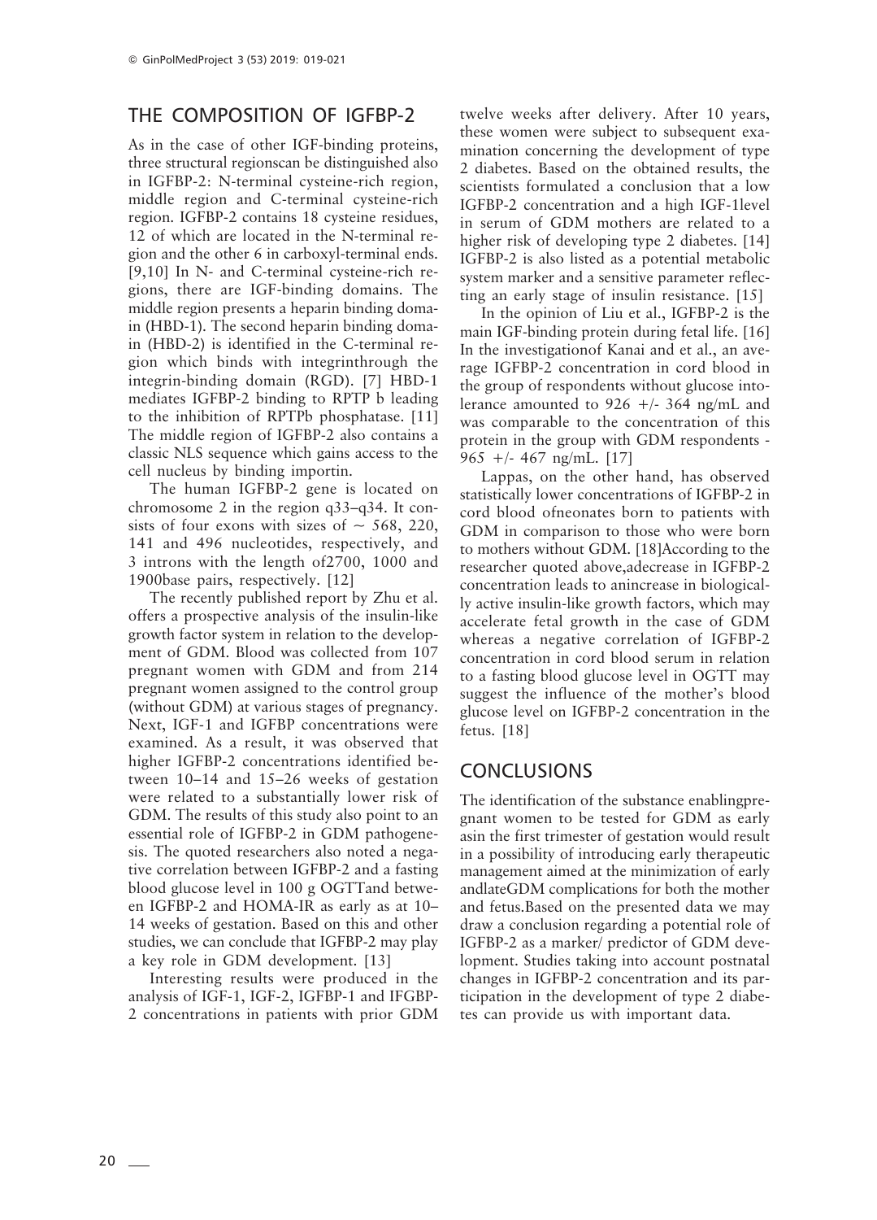## THE COMPOSITION OF IGFBP-2

As in the case of other IGF-binding proteins, three structural regionscan be distinguished also in IGFBP-2: N-terminal cysteine-rich region, middle region and C-terminal cysteine-rich region. IGFBP-2 contains 18 cysteine residues, 12 of which are located in the N-terminal region and the other 6 in carboxyl-terminal ends. [9,10] In N- and C-terminal cysteine-rich regions, there are IGF-binding domains. The middle region presents a heparin binding domain (HBD-1). The second heparin binding domain (HBD-2) is identified in the C-terminal region which binds with integrinthrough the integrin-binding domain (RGD). [7] HBD-1 mediates IGFBP-2 binding to RPTP b leading to the inhibition of RPTPb phosphatase. [11] The middle region of IGFBP-2 also contains a classic NLS sequence which gains access to the cell nucleus by binding importin.

The human IGFBP-2 gene is located on chromosome 2 in the region q33–q34. It consists of four exons with sizes of ~ 568, 220, 141 and 496 nucleotides, respectively, and 3 introns with the length of2700, 1000 and 1900base pairs, respectively. [12]

The recently published report by Zhu et al. offers a prospective analysis of the insulin-like growth factor system in relation to the development of GDM. Blood was collected from 107 pregnant women with GDM and from 214 pregnant women assigned to the control group (without GDM) at various stages of pregnancy. Next, IGF-1 and IGFBP concentrations were examined. As a result, it was observed that higher IGFBP-2 concentrations identified between 10–14 and 15–26 weeks of gestation were related to a substantially lower risk of GDM. The results of this study also point to an essential role of IGFBP-2 in GDM pathogenesis. The quoted researchers also noted a negative correlation between IGFBP-2 and a fasting blood glucose level in 100 g OGTTand between IGFBP-2 and HOMA-IR as early as at 10–14 weeks of gestation. Based on this and other studies, we can conclude that IGFBP-2 may play a key role in GDM development. [13]

Interesting results were produced in the analysis of IGF-1, IGF-2, IGFBP-1 and IFGBP-2 concentrations in patients with prior GDM twelve weeks after delivery. After 10 years, these women were subject to subsequent examination concerning the development of type 2 diabetes. Based on the obtained results, the scientists formulated a conclusion that a low IGFBP-2 concentration and a high IGF-1level in serum of GDM mothers are related to a higher risk of developing type 2 diabetes. [14] IGFBP-2 is also listed as a potential metabolic system marker and a sensitive parameter reflecting an early stage of insulin resistance. [15]

In the opinion of Liu et al., IGFBP-2 is the main IGF-binding protein during fetal life. [16] In the investigationof Kanai and et al., an average IGFBP-2 concentration in cord blood in the group of respondents without glucose intolerance amounted to 926 +/- 364 ng/mL and was comparable to the concentration of this protein in the group with GDM respondents - 965 +/- 467 ng/mL. [17]

Lappas, on the other hand, has observed statistically lower concentrations of IGFBP-2 in cord blood ofneonates born to patients with GDM in comparison to those who were born to mothers without GDM. [18]According to the researcher quoted above,adecrease in IGFBP-2 concentration leads to anincrease in biologically active insulin-like growth factors, which may accelerate fetal growth in the case of GDM whereas a negative correlation of IGFBP-2 concentration in cord blood serum in relation to a fasting blood glucose level in OGTT may suggest the influence of the mother's blood glucose level on IGFBP-2 concentration in the fetus. [18]

## CONCLUSIONS

The identification of the substance enablingpregnant women to be tested for GDM as early asin the first trimester of gestation would result in a possibility of introducing early therapeutic management aimed at the minimization of early andlateGDM complications for both the mother and fetus.Based on the presented data we may draw a conclusion regarding a potential role of IGFBP-2 as a marker/ predictor of GDM development. Studies taking into account postnatal changes in IGFBP-2 concentration and its participation in the development of type 2 diabetes can provide us with important data.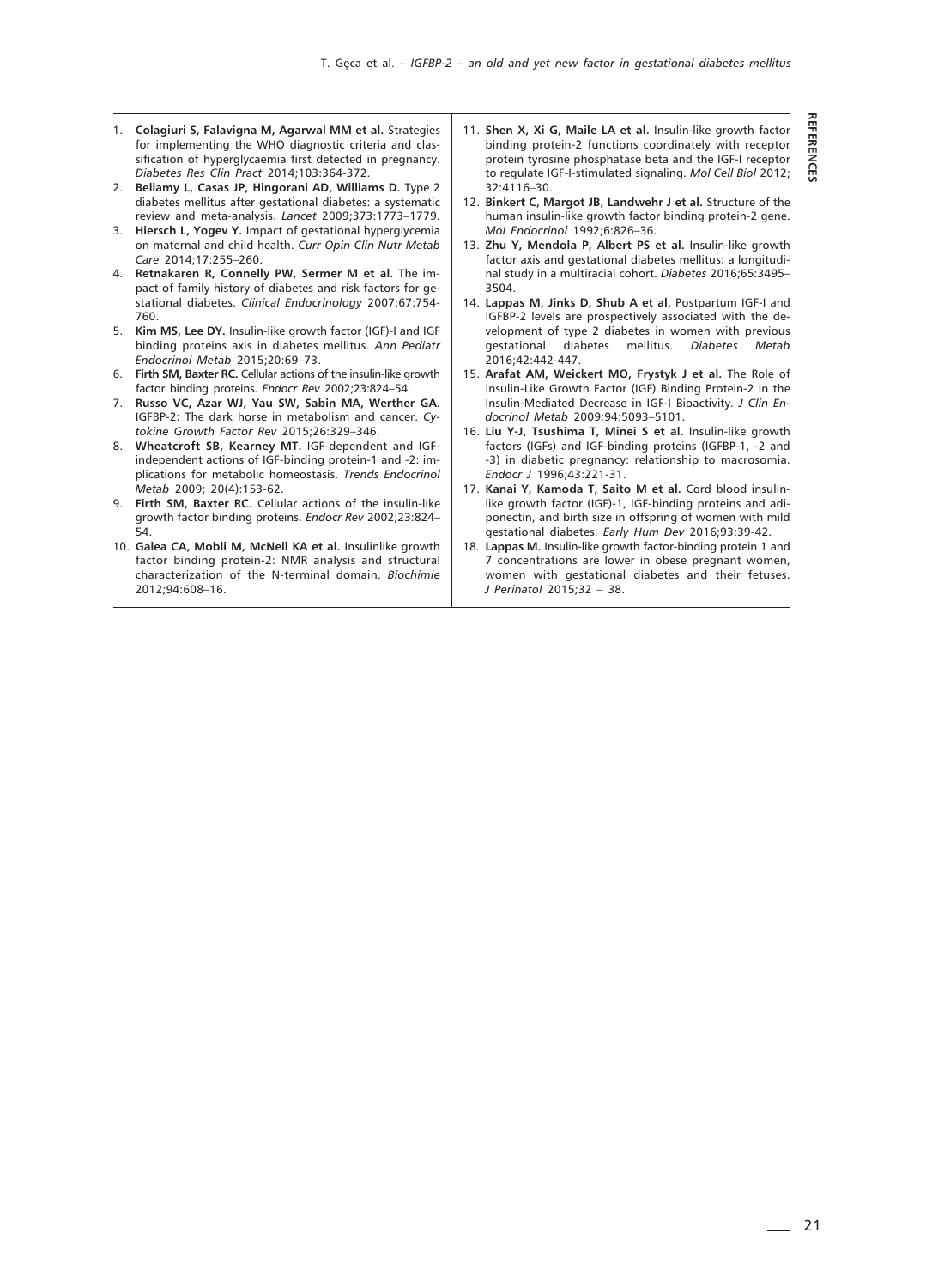## REFERENCES

1. **Colagiuri S, Falavigna M, Agarwal MM et al.** Strategies for implementing the WHO diagnostic criteria and classification of hyperglycaemia first detected in pregnancy. *Diabetes Res Clin Pract* 2014;103:364-372.
2. **Bellamy L, Casas JP, Hingorani AD, Williams D.** Type 2 diabetes mellitus after gestational diabetes: a systematic review and meta-analysis. *Lancet* 2009;373:1773–1779.
3. **Hiersch L, Yogev Y.** Impact of gestational hyperglycemia on maternal and child health. *Curr Opin Clin Nutr Metab Care* 2014;17:255–260.
4. **Retnakaren R, Connelly PW, Sermer M et al.** The impact of family history of diabetes and risk factors for gestational diabetes. *Clinical Endocrinology* 2007;67:754-760.
5. **Kim MS, Lee DY.** Insulin-like growth factor (IGF)-I and IGF binding proteins axis in diabetes mellitus. *Ann Pediatr Endocrinol Metab* 2015;20:69–73.
6. **Firth SM, Baxter RC.** Cellular actions of the insulin-like growth factor binding proteins. *Endocr Rev* 2002;23:824–54.
7. **Russo VC, Azar WJ, Yau SW, Sabin MA, Werther GA.** IGFBP-2: The dark horse in metabolism and cancer. *Cytokine Growth Factor Rev* 2015;26:329–346.
8. **Wheatcroft SB, Kearney MT.** IGF-dependent and IGF-independent actions of IGF-binding protein-1 and -2: implications for metabolic homeostasis. *Trends Endocrinol Metab* 2009; 20(4):153-62.
9. **Firth SM, Baxter RC.** Cellular actions of the insulin-like growth factor binding proteins. *Endocr Rev* 2002;23:824–54.
10. **Galea CA, Mobli M, McNeil KA et al.** Insulinlike growth factor binding protein-2: NMR analysis and structural characterization of the N-terminal domain. *Biochimie* 2012;94:608–16.
11. **Shen X, Xi G, Maile LA et al.** Insulin-like growth factor binding protein-2 functions coordinately with receptor protein tyrosine phosphatase beta and the IGF-I receptor to regulate IGF-I-stimulated signaling. *Mol Cell Biol* 2012; 32:4116–30.
12. **Binkert C, Margot JB, Landwehr J et al.** Structure of the human insulin-like growth factor binding protein-2 gene. *Mol Endocrinol* 1992;6:826–36.
13. **Zhu Y, Mendola P, Albert PS et al.** Insulin-like growth factor axis and gestational diabetes mellitus: a longitudinal study in a multiracial cohort. *Diabetes* 2016;65:3495–3504.
14. **Lappas M, Jinks D, Shub A et al.** Postpartum IGF-I and IGFBP-2 levels are prospectively associated with the development of type 2 diabetes in women with previous gestational diabetes mellitus. *Diabetes Metab* 2016;42:442-447.
15. **Arafat AM, Weickert MO, Frystyk J et al.** The Role of Insulin-Like Growth Factor (IGF) Binding Protein-2 in the Insulin-Mediated Decrease in IGF-I Bioactivity. *J Clin Endocrinol Metab* 2009;94:5093–5101.
16. **Liu Y-J, Tsushima T, Minei S et al.** Insulin-like growth factors (IGFs) and IGF-binding proteins (IGFBP-1, -2 and -3) in diabetic pregnancy: relationship to macrosomia. *Endocr J* 1996;43:221-31.
17. **Kanai Y, Kamoda T, Saito M et al.** Cord blood insulin-like growth factor (IGF)-1, IGF-binding proteins and adiponectin, and birth size in offspring of women with mild gestational diabetes. *Early Hum Dev* 2016;93:39-42.
18. **Lappas M.** Insulin-like growth factor-binding protein 1 and 7 concentrations are lower in obese pregnant women, women with gestational diabetes and their fetuses. *J Perinatol* 2015;32 – 38.